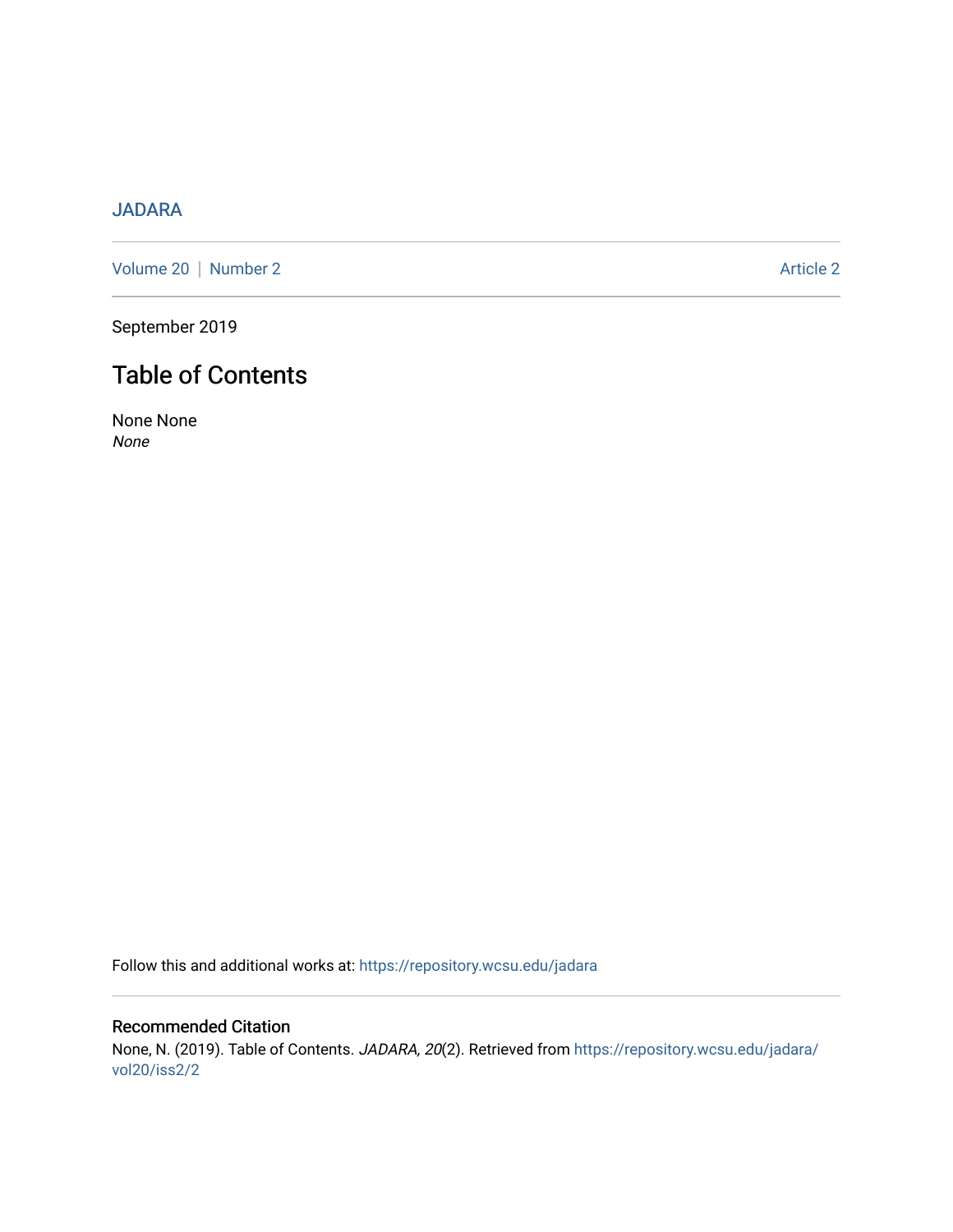JADARA

Volume 20 | Number 2 Article 2

September 2019

# Table of Contents

None None
*None*

Follow this and additional works at: https://repository.wcsu.edu/jadara

## Recommended Citation

None, N. (2019). Table of Contents. *JADARA, 20*(2). Retrieved from https://repository.wcsu.edu/jadara/vol20/iss2/2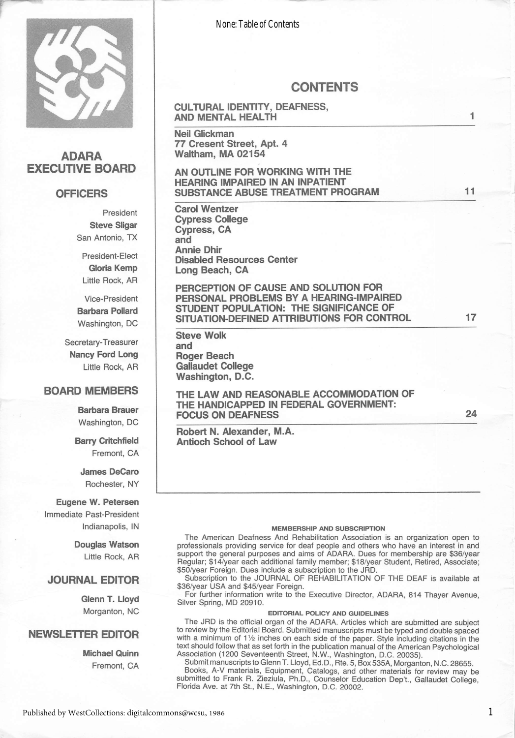None: Table of Contents

## ADARA EXECUTIVE BOARD

### OFFICERS

President
**Steve Sligar**
San Antonio, TX

President-Elect
**Gloria Kemp**
Little Rock, AR

Vice-President
**Barbara Pollard**
Washington, DC

Secretary-Treasurer
**Nancy Ford Long**
Little Rock, AR

### BOARD MEMBERS

**Barbara Brauer**
Washington, DC

**Barry Critchfield**
Fremont, CA

**James DeCaro**
Rochester, NY

**Eugene W. Petersen**
Immediate Past-President
Indianapolis, IN

**Douglas Watson**
Little Rock, AR

### JOURNAL EDITOR

**Glenn T. Lloyd**
Morganton, NC

### NEWSLETTER EDITOR

**Michael Quinn**
Fremont, CA

## CONTENTS

**CULTURAL IDENTITY, DEAFNESS, AND MENTAL HEALTH** 1

**Neil Glickman**
**77 Cresent Street, Apt. 4**
**Waltham, MA 02154**

**AN OUTLINE FOR WORKING WITH THE HEARING IMPAIRED IN AN INPATIENT SUBSTANCE ABUSE TREATMENT PROGRAM** 11

**Carol Wentzer**
**Cypress College**
**Cypress, CA**
**and**
**Annie Dhir**
**Disabled Resources Center**
**Long Beach, CA**

**PERCEPTION OF CAUSE AND SOLUTION FOR PERSONAL PROBLEMS BY A HEARING-IMPAIRED STUDENT POPULATION: THE SIGNIFICANCE OF SITUATION-DEFINED ATTRIBUTIONS FOR CONTROL** 17

**Steve Wolk**
**and**
**Roger Beach**
**Gallaudet College**
**Washington, D.C.**

**THE LAW AND REASONABLE ACCOMMODATION OF THE HANDICAPPED IN FEDERAL GOVERNMENT: FOCUS ON DEAFNESS** 24

**Robert N. Alexander, M.A.**
**Antioch School of Law**

#### MEMBERSHIP AND SUBSCRIPTION

The American Deafness And Rehabilitation Association is an organization open to professionals providing service for deaf people and others who have an interest in and support the general purposes and aims of ADARA. Dues for membership are $36/year Regular; $14/year each additional family member; $18/year Student, Retired, Associate; $50/year Foreign. Dues include a subscription to the JRD.

Subscription to the JOURNAL OF REHABILITATION OF THE DEAF is available at $36/year USA and $45/year Foreign.

For further information write to the Executive Director, ADARA, 814 Thayer Avenue, Silver Spring, MD 20910.

#### EDITORIAL POLICY AND GUIDELINES

The JRD is the official organ of the ADARA. Articles which are submitted are subject to review by the Editorial Board. Submitted manuscripts must be typed and double spaced with a minimum of 1½ inches on each side of the paper. Style including citations in the text should follow that as set forth in the publication manual of the American Psychological Association (1200 Seventeenth Street, N.W., Washington, D.C. 20035).

Submit manuscripts to Glenn T. Lloyd, Ed.D., Rte. 5, Box 535A, Morganton, N.C. 28655.

Books, A-V materials, Equipment, Catalogs, and other materials for review may be submitted to Frank R. Zieziula, Ph.D., Counselor Education Dep't., Gallaudet College, Florida Ave. at 7th St., N.E., Washington, D.C. 20002.

Published by WestCollections: digitalcommons@wcsu, 1986